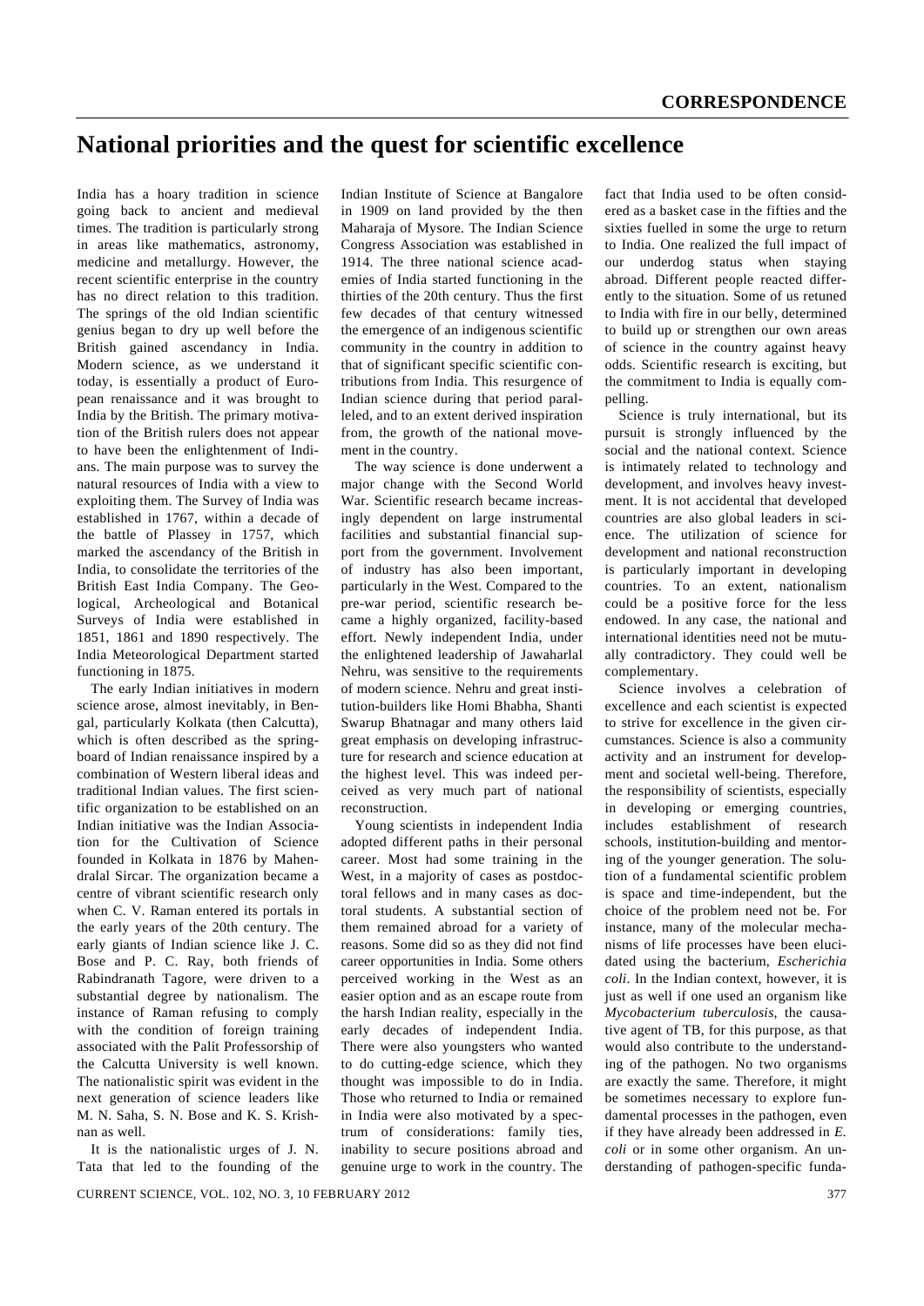# National priorities and the quest for scientific excellence

India has a hoary tradition in science going back to ancient and medieval times. The tradition is particularly strong in areas like mathematics, astronomy, medicine and metallurgy. However, the recent scientific enterprise in the country has no direct relation to this tradition. The springs of the old Indian scientific genius began to dry up well before the British gained ascendancy in India. Modern science, as we understand it today, is essentially a product of European renaissance and it was brought to India by the British. The primary motivation of the British rulers does not appear to have been the enlightenment of Indians. The main purpose was to survey the natural resources of India with a view to exploiting them. The Survey of India was established in 1767, within a decade of the battle of Plassey in 1757, which marked the ascendancy of the British in India, to consolidate the territories of the British East India Company. The Geological, Archeological and Botanical Surveys of India were established in 1851, 1861 and 1890 respectively. The India Meteorological Department started functioning in 1875.

The early Indian initiatives in modern science arose, almost inevitably, in Bengal, particularly Kolkata (then Calcutta), which is often described as the springboard of Indian renaissance inspired by a combination of Western liberal ideas and traditional Indian values. The first scientific organization to be established on an Indian initiative was the Indian Association for the Cultivation of Science founded in Kolkata in 1876 by Mahendralal Sircar. The organization became a centre of vibrant scientific research only when C. V. Raman entered its portals in the early years of the 20th century. The early giants of Indian science like J. C. Bose and P. C. Ray, both friends of Rabindranath Tagore, were driven to a substantial degree by nationalism. The instance of Raman refusing to comply with the condition of foreign training associated with the Palit Professorship of the Calcutta University is well known. The nationalistic spirit was evident in the next generation of science leaders like M. N. Saha, S. N. Bose and K. S. Krishnan as well.

It is the nationalistic urges of J. N. Tata that led to the founding of the Indian Institute of Science at Bangalore in 1909 on land provided by the then Maharaja of Mysore. The Indian Science Congress Association was established in 1914. The three national science academies of India started functioning in the thirties of the 20th century. Thus the first few decades of that century witnessed the emergence of an indigenous scientific community in the country in addition to that of significant specific scientific contributions from India. This resurgence of Indian science during that period paralleled, and to an extent derived inspiration from, the growth of the national movement in the country.

The way science is done underwent a major change with the Second World War. Scientific research became increasingly dependent on large instrumental facilities and substantial financial support from the government. Involvement of industry has also been important, particularly in the West. Compared to the pre-war period, scientific research became a highly organized, facility-based effort. Newly independent India, under the enlightened leadership of Jawaharlal Nehru, was sensitive to the requirements of modern science. Nehru and great institution-builders like Homi Bhabha, Shanti Swarup Bhatnagar and many others laid great emphasis on developing infrastructure for research and science education at the highest level. This was indeed perceived as very much part of national reconstruction.

Young scientists in independent India adopted different paths in their personal career. Most had some training in the West, in a majority of cases as postdoctoral fellows and in many cases as doctoral students. A substantial section of them remained abroad for a variety of reasons. Some did so as they did not find career opportunities in India. Some others perceived working in the West as an easier option and as an escape route from the harsh Indian reality, especially in the early decades of independent India. There were also youngsters who wanted to do cutting-edge science, which they thought was impossible to do in India. Those who returned to India or remained in India were also motivated by a spectrum of considerations: family ties, inability to secure positions abroad and genuine urge to work in the country. The fact that India used to be often considered as a basket case in the fifties and the sixties fuelled in some the urge to return to India. One realized the full impact of our underdog status when staying abroad. Different people reacted differently to the situation. Some of us retuned to India with fire in our belly, determined to build up or strengthen our own areas of science in the country against heavy odds. Scientific research is exciting, but the commitment to India is equally compelling.

Science is truly international, but its pursuit is strongly influenced by the social and the national context. Science is intimately related to technology and development, and involves heavy investment. It is not accidental that developed countries are also global leaders in science. The utilization of science for development and national reconstruction is particularly important in developing countries. To an extent, nationalism could be a positive force for the less endowed. In any case, the national and international identities need not be mutually contradictory. They could well be complementary.

Science involves a celebration of excellence and each scientist is expected to strive for excellence in the given circumstances. Science is also a community activity and an instrument for development and societal well-being. Therefore, the responsibility of scientists, especially in developing or emerging countries, includes establishment of research schools, institution-building and mentoring of the younger generation. The solution of a fundamental scientific problem is space and time-independent, but the choice of the problem need not be. For instance, many of the molecular mechanisms of life processes have been elucidated using the bacterium, *Escherichia coli*. In the Indian context, however, it is just as well if one used an organism like *Mycobacterium tuberculosis*, the causative agent of TB, for this purpose, as that would also contribute to the understanding of the pathogen. No two organisms are exactly the same. Therefore, it might be sometimes necessary to explore fundamental processes in the pathogen, even if they have already been addressed in *E. coli* or in some other organism. An understanding of pathogen-specific funda-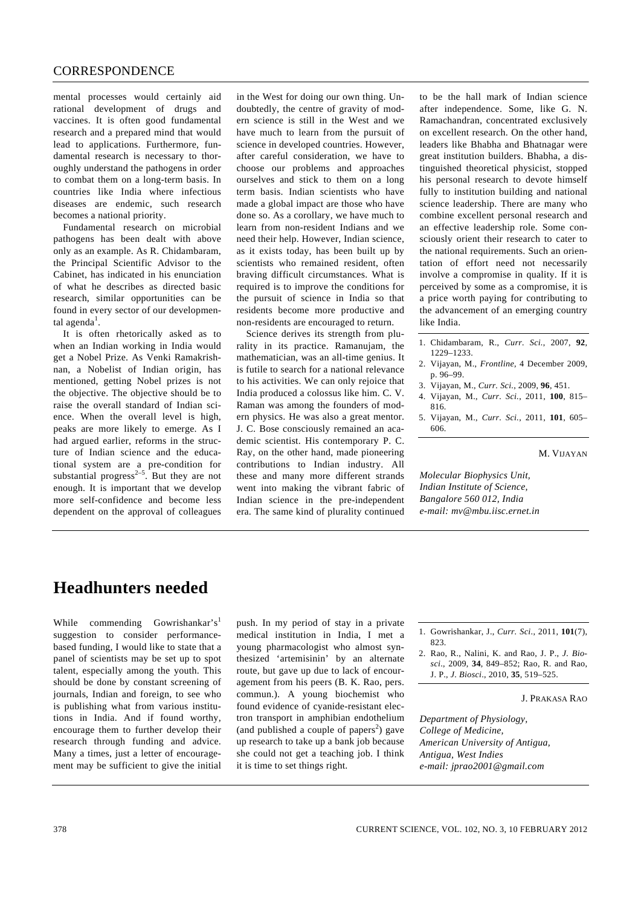mental processes would certainly aid rational development of drugs and vaccines. It is often good fundamental research and a prepared mind that would lead to applications. Furthermore, fundamental research is necessary to thoroughly understand the pathogens in order to combat them on a long-term basis. In countries like India where infectious diseases are endemic, such research becomes a national priority.

Fundamental research on microbial pathogens has been dealt with above only as an example. As R. Chidambaram, the Principal Scientific Advisor to the Cabinet, has indicated in his enunciation of what he describes as directed basic research, similar opportunities can be found in every sector of our developmental agenda[1].

It is often rhetorically asked as to when an Indian working in India would get a Nobel Prize. As Venki Ramakrishnan, a Nobelist of Indian origin, has mentioned, getting Nobel prizes is not the objective. The objective should be to raise the overall standard of Indian science. When the overall level is high, peaks are more likely to emerge. As I had argued earlier, reforms in the structure of Indian science and the educational system are a pre-condition for substantial progress[2–5]. But they are not enough. It is important that we develop more self-confidence and become less dependent on the approval of colleagues in the West for doing our own thing. Undoubtedly, the centre of gravity of modern science is still in the West and we have much to learn from the pursuit of science in developed countries. However, after careful consideration, we have to choose our problems and approaches ourselves and stick to them on a long term basis. Indian scientists who have made a global impact are those who have done so. As a corollary, we have much to learn from non-resident Indians and we need their help. However, Indian science, as it exists today, has been built up by scientists who remained resident, often braving difficult circumstances. What is required is to improve the conditions for the pursuit of science in India so that residents become more productive and non-residents are encouraged to return.

Science derives its strength from plurality in its practice. Ramanujam, the mathematician, was an all-time genius. It is futile to search for a national relevance to his activities. We can only rejoice that India produced a colossus like him. C. V. Raman was among the founders of modern physics. He was also a great mentor. J. C. Bose consciously remained an academic scientist. His contemporary P. C. Ray, on the other hand, made pioneering contributions to Indian industry. All these and many more different strands went into making the vibrant fabric of Indian science in the pre-independent era. The same kind of plurality continued to be the hall mark of Indian science after independence. Some, like G. N. Ramachandran, concentrated exclusively on excellent research. On the other hand, leaders like Bhabha and Bhatnagar were great institution builders. Bhabha, a distinguished theoretical physicist, stopped his personal research to devote himself fully to institution building and national science leadership. There are many who combine excellent personal research and an effective leadership role. Some consciously orient their research to cater to the national requirements. Such an orientation of effort need not necessarily involve a compromise in quality. If it is perceived by some as a compromise, it is a price worth paying for contributing to the advancement of an emerging country like India.

1. Chidambaram, R., *Curr. Sci.*, 2007, **92**, 1229–1233.
2. Vijayan, M., *Frontline*, 4 December 2009, p. 96–99.
3. Vijayan, M., *Curr. Sci.*, 2009, **96**, 451.
4. Vijayan, M., *Curr. Sci.*, 2011, **100**, 815–816.
5. Vijayan, M., *Curr. Sci.*, 2011, **101**, 605–606.

M. VIJAYAN

*Molecular Biophysics Unit,*
*Indian Institute of Science,*
*Bangalore 560 012, India*
*e-mail: mv@mbu.iisc.ernet.in*

# Headhunters needed

While commending Gowrishankar's[1] suggestion to consider performance-based funding, I would like to state that a panel of scientists may be set up to spot talent, especially among the youth. This should be done by constant screening of journals, Indian and foreign, to see who is publishing what from various institutions in India. And if found worthy, encourage them to further develop their research through funding and advice. Many a times, just a letter of encouragement may be sufficient to give the initial push. In my period of stay in a private medical institution in India, I met a young pharmacologist who almost synthesized 'artemisinin' by an alternate route, but gave up due to lack of encouragement from his peers (B. K. Rao, pers. commun.). A young biochemist who found evidence of cyanide-resistant electron transport in amphibian endothelium (and published a couple of papers[2]) gave up research to take up a bank job because she could not get a teaching job. I think it is time to set things right.

1. Gowrishankar, J., *Curr. Sci.*, 2011, **101**(7), 823.
2. Rao, R., Nalini, K. and Rao, J. P., *J. Biosci.*, 2009, **34**, 849–852; Rao, R. and Rao, J. P., *J. Biosci.*, 2010, **35**, 519–525.

J. PRAKASA RAO

*Department of Physiology,*
*College of Medicine,*
*American University of Antigua,*
*Antigua, West Indies*
*e-mail: jprao2001@gmail.com*